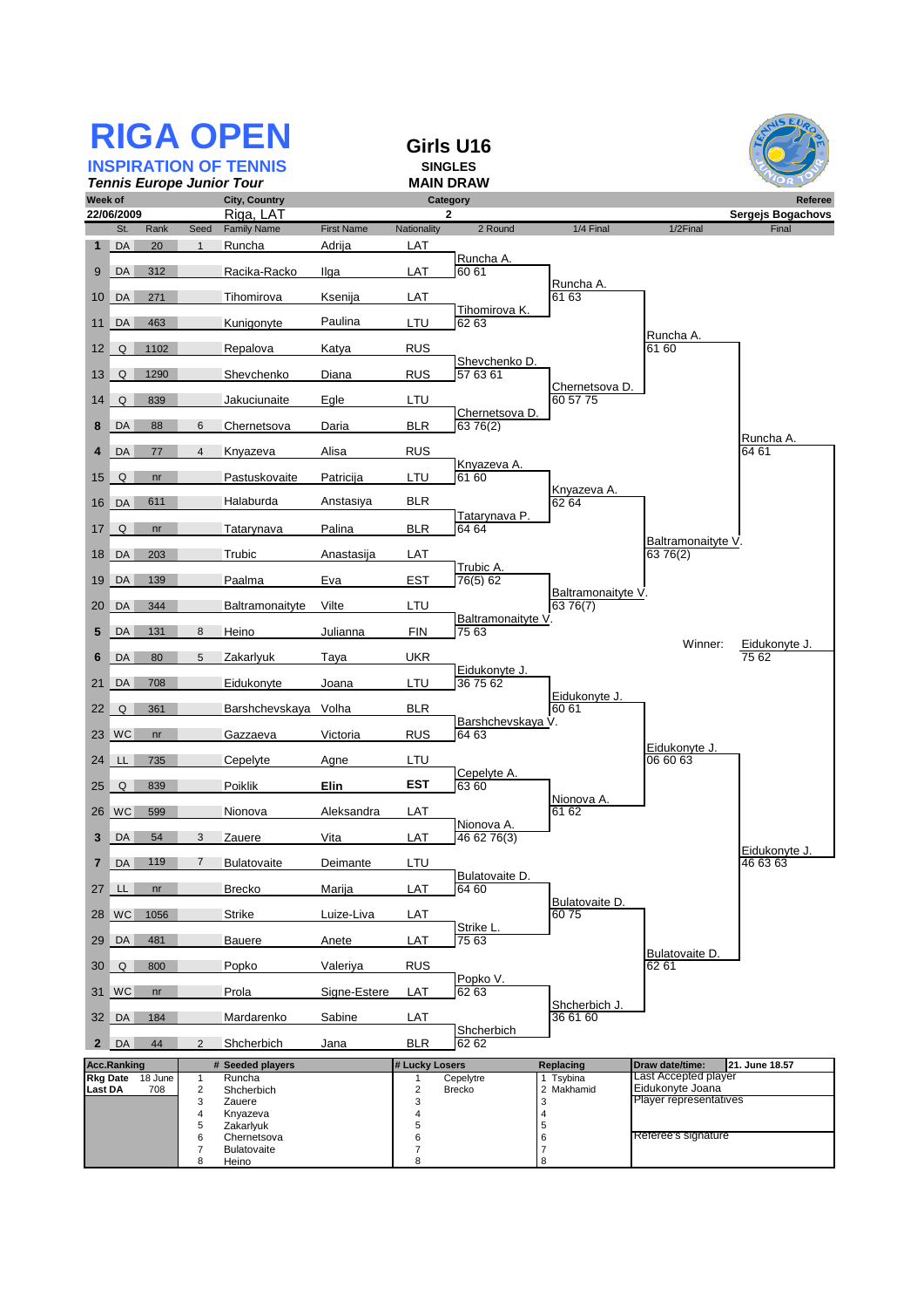# RIGA OPEN

## INSPIRATION OF TENNIS

***Tennis Europe Junior Tour***

## Girls U16

**SINGLES**

**MAIN DRAW**

| Week of | City, Country | Category | Referee |
|---|---|---|---|
| 22/06/2009 | Riga, LAT | 2 | Sergejs Bogachovs |

| # | St. | Rank | Seed | Family Name | First Name | Nationality | 2 Round | 1/4 Final | 1/2Final | Final |
|---|---|---|---|---|---|---|---|---|---|---|
| 1 | DA | 20 | 1 | Runcha | Adrija | LAT | | | | |
| | | | | | | | Runcha A. 60 61 | | | |
| 9 | DA | 312 | | Racika-Racko | Ilga | LAT | | | | |
| | | | | | | | | Runcha A. 61 63 | | |
| 10 | DA | 271 | | Tihomirova | Ksenija | LAT | | | | |
| | | | | | | | Tihomirova K. 62 63 | | | |
| 11 | DA | 463 | | Kunigonyte | Paulina | LTU | | | | |
| | | | | | | | | | Runcha A. 61 60 | |
| 12 | Q | 1102 | | Repalova | Katya | RUS | | | | |
| | | | | | | | Shevchenko D. 57 63 61 | | | |
| 13 | Q | 1290 | | Shevchenko | Diana | RUS | | | | |
| | | | | | | | | Chernetsova D. 60 57 75 | | |
| 14 | Q | 839 | | Jakuciunaite | Egle | LTU | | | | |
| | | | | | | | Chernetsova D. 63 76(2) | | | |
| 8 | DA | 88 | 6 | Chernetsova | Daria | BLR | | | | |
| | | | | | | | | | | Runcha A. 64 61 |
| 4 | DA | 77 | 4 | Knyazeva | Alisa | RUS | | | | |
| | | | | | | | Knyazeva A. 61 60 | | | |
| 15 | Q | nr | | Pastuskovaite | Patricija | LTU | | | | |
| | | | | | | | | Knyazeva A. 62 64 | | |
| 16 | DA | 611 | | Halaburda | Anstasiya | BLR | | | | |
| | | | | | | | Tatarynava P. 64 64 | | | |
| 17 | Q | nr | | Tatarynava | Palina | BLR | | | | |
| | | | | | | | | | Baltramonaityte V. 63 76(2) | |
| 18 | DA | 203 | | Trubic | Anastasija | LAT | | | | |
| | | | | | | | Trubic A. 76(5) 62 | | | |
| 19 | DA | 139 | | Paalma | Eva | EST | | | | |
| | | | | | | | | Baltramonaityte V. 63 76(7) | | |
| 20 | DA | 344 | | Baltramonaityte | Vilte | LTU | | | | |
| | | | | | | | Baltramonaityte V. 75 63 | | | |
| 5 | DA | 131 | 8 | Heino | Julianna | FIN | | | | |
| | | | | | | | | | Winner: | Eidukonyte J. 75 62 |
| 6 | DA | 80 | 5 | Zakarlyuk | Taya | UKR | | | | |
| | | | | | | | Eidukonyte J. 36 75 62 | | | |
| 21 | DA | 708 | | Eidukonyte | Joana | LTU | | | | |
| | | | | | | | | Eidukonyte J. 60 61 | | |
| 22 | Q | 361 | | Barshchevskaya | Volha | BLR | | | | |
| | | | | | | | Barshchevskaya V. 64 63 | | | |
| 23 | WC | nr | | Gazzaeva | Victoria | RUS | | | | |
| | | | | | | | | | Eidukonyte J. 06 60 63 | |
| 24 | LL | 735 | | Cepelyte | Agne | LTU | | | | |
| | | | | | | | Cepelyte A. 63 60 | | | |
| 25 | Q | 839 | | Poiklik | **Elin** | **EST** | | | | |
| | | | | | | | | Nionova A. 61 62 | | |
| 26 | WC | 599 | | Nionova | Aleksandra | LAT | | | | |
| | | | | | | | Nionova A. 46 62 76(3) | | | |
| 3 | DA | 54 | 3 | Zauere | Vita | LAT | | | | |
| | | | | | | | | | | Eidukonyte J. 46 63 63 |
| 7 | DA | 119 | 7 | Bulatovaite | Deimante | LTU | | | | |
| | | | | | | | Bulatovaite D. 64 60 | | | |
| 27 | LL | nr | | Brecko | Marija | LAT | | | | |
| | | | | | | | | Bulatovaite D. 60 75 | | |
| 28 | WC | 1056 | | Strike | Luize-Liva | LAT | | | | |
| | | | | | | | Strike L. 75 63 | | | |
| 29 | DA | 481 | | Bauere | Anete | LAT | | | | |
| | | | | | | | | | Bulatovaite D. 62 61 | |
| 30 | Q | 800 | | Popko | Valeriya | RUS | | | | |
| | | | | | | | Popko V. 62 63 | | | |
| 31 | WC | nr | | Prola | Signe-Estere | LAT | | | | |
| | | | | | | | | Shcherbich J. 36 61 60 | | |
| 32 | DA | 184 | | Mardarenko | Sabine | LAT | | | | |
| | | | | | | | Shcherbich 62 62 | | | |
| 2 | DA | 44 | 2 | Shcherbich | Jana | BLR | | | | |

| Acc.Ranking | | # | Seeded players | # | Lucky Losers | Replacing | Draw date/time: | 21. June 18.57 |
|---|---|---|---|---|---|---|---|---|
| Rkg Date | 18 June | 1 | Runcha | 1 | Cepelyte | 1 Tsybina | Last Accepted player | |
| Last DA | 708 | 2 | Shcherbich | 2 | Brecko | 2 Makhamid | Eidukonyte Joana | |
| | | 3 | Zauere | 3 | | 3 | Player representatives | |
| | | 4 | Knyazeva | 4 | | 4 | | |
| | | 5 | Zakarlyuk | 5 | | 5 | | |
| | | 6 | Chernetsova | 6 | | 6 | Referee's signature | |
| | | 7 | Bulatovaite | 7 | | 7 | | |
| | | 8 | Heino | 8 | | 8 | | |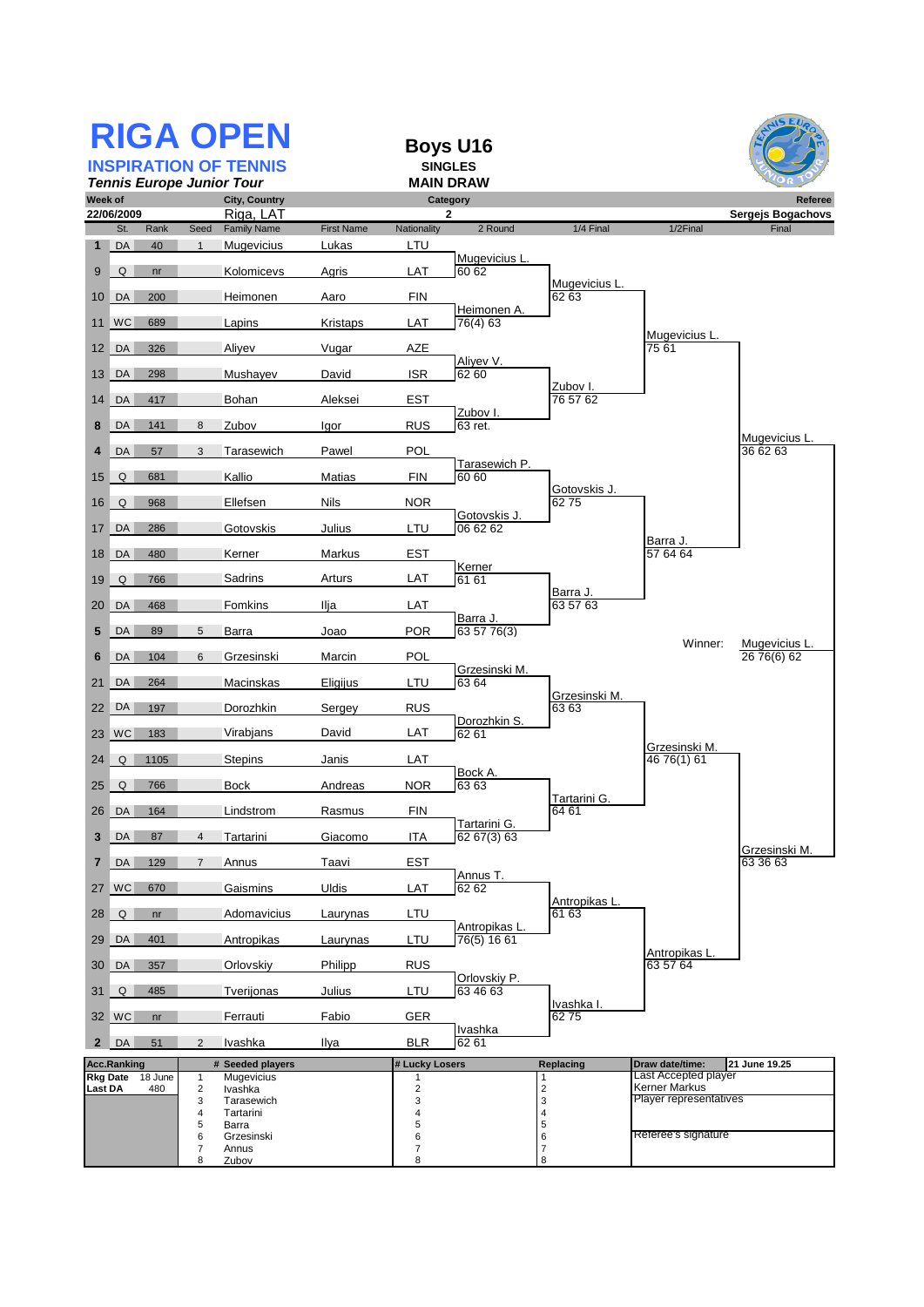# RIGA OPEN

## INSPIRATION OF TENNIS

***Tennis Europe Junior Tour***

**Boys U16**
**SINGLES**
**MAIN DRAW**

| Week of | City, Country | Category | Referee |
|---|---|---|---|
| 22/06/2009 | Riga, LAT | 2 | Sergejs Bogachovs |

| # | St. | Rank | Seed | Family Name | First Name | Nationality | 2 Round | 1/4 Final | 1/2Final | Final |
|---|---|---|---|---|---|---|---|---|---|---|
| 1 | DA | 40 | 1 | Mugevicius | Lukas | LTU | Mugevicius L. 60 62 | Mugevicius L. 62 63 | Mugevicius L. 75 61 | Mugevicius L. 36 62 63 |
| 9 | Q | nr | | Kolomicevs | Agris | LAT | | | | |
| 10 | DA | 200 | | Heimonen | Aaro | FIN | Heimonen A. 76(4) 63 | | | |
| 11 | WC | 689 | | Lapins | Kristaps | LAT | | | | |
| 12 | DA | 326 | | Aliyev | Vugar | AZE | Aliyev V. 62 60 | Zubov I. 76 57 62 | | |
| 13 | DA | 298 | | Mushayev | David | ISR | | | | |
| 14 | DA | 417 | | Bohan | Aleksei | EST | Zubov I. 63 ret. | | | |
| 8 | DA | 141 | 8 | Zubov | Igor | RUS | | | | |
| 4 | DA | 57 | 3 | Tarasewich | Pawel | POL | Tarasewich P. 60 60 | Gotovskis J. 62 75 | Barra J. 57 64 64 | |
| 15 | Q | 681 | | Kallio | Matias | FIN | | | | |
| 16 | Q | 968 | | Ellefsen | Nils | NOR | Gotovskis J. 06 62 62 | | | |
| 17 | DA | 286 | | Gotovskis | Julius | LTU | | | | |
| 18 | DA | 480 | | Kerner | Markus | EST | Kerner 61 61 | Barra J. 63 57 63 | | |
| 19 | Q | 766 | | Sadrins | Arturs | LAT | | | | |
| 20 | DA | 468 | | Fomkins | Ilja | LAT | Barra J. 63 57 76(3) | | | |
| 5 | DA | 89 | 5 | Barra | Joao | POR | | | | |
| 6 | DA | 104 | 6 | Grzesinski | Marcin | POL | Grzesinski M. 63 64 | Grzesinski M. 63 63 | Grzesinski M. 46 76(1) 61 | Grzesinski M. 63 36 63 |
| 21 | DA | 264 | | Macinskas | Eligijus | LTU | | | | |
| 22 | DA | 197 | | Dorozhkin | Sergey | RUS | Dorozhkin S. 62 61 | | | |
| 23 | WC | 183 | | Virabjans | David | LAT | | | | |
| 24 | Q | 1105 | | Stepins | Janis | LAT | Bock A. 63 63 | Tartarini G. 64 61 | | |
| 25 | Q | 766 | | Bock | Andreas | NOR | | | | |
| 26 | DA | 164 | | Lindstrom | Rasmus | FIN | Tartarini G. 62 67(3) 63 | | | |
| 3 | DA | 87 | 4 | Tartarini | Giacomo | ITA | | | | |
| 7 | DA | 129 | 7 | Annus | Taavi | EST | Annus T. 62 62 | Antropikas L. 61 63 | Antropikas L. 63 57 64 | |
| 27 | WC | 670 | | Gaismins | Uldis | LAT | | | | |
| 28 | Q | nr | | Adomavicius | Laurynas | LTU | Antropikas L. 76(5) 16 61 | | | |
| 29 | DA | 401 | | Antropikas | Laurynas | LTU | | | | |
| 30 | DA | 357 | | Orlovskiy | Philipp | RUS | Orlovskiy P. 63 46 63 | Ivashka I. 62 75 | | |
| 31 | Q | 485 | | Tverijonas | Julius | LTU | | | | |
| 32 | WC | nr | | Ferrauti | Fabio | GER | Ivashka 62 61 | | | |
| 2 | DA | 51 | 2 | Ivashka | Ilya | BLR | | | | |

Winner: Mugevicius L. 26 76(6) 62

| Acc.Ranking | | # | Seeded players | # Lucky Losers | Replacing | Draw date/time: 21 June 19.25 |
|---|---|---|---|---|---|---|
| Rkg Date | 18 June | 1 | Mugevicius | 1 | 1 | Last Accepted player |
| Last DA | 480 | 2 | Ivashka | 2 | 2 | Kerner Markus |
| | | 3 | Tarasewich | 3 | 3 | Player representatives |
| | | 4 | Tartarini | 4 | 4 | |
| | | 5 | Barra | 5 | 5 | |
| | | 6 | Grzesinski | 6 | 6 | Referee's signature |
| | | 7 | Annus | 7 | 7 | |
| | | 8 | Zubov | 8 | 8 | |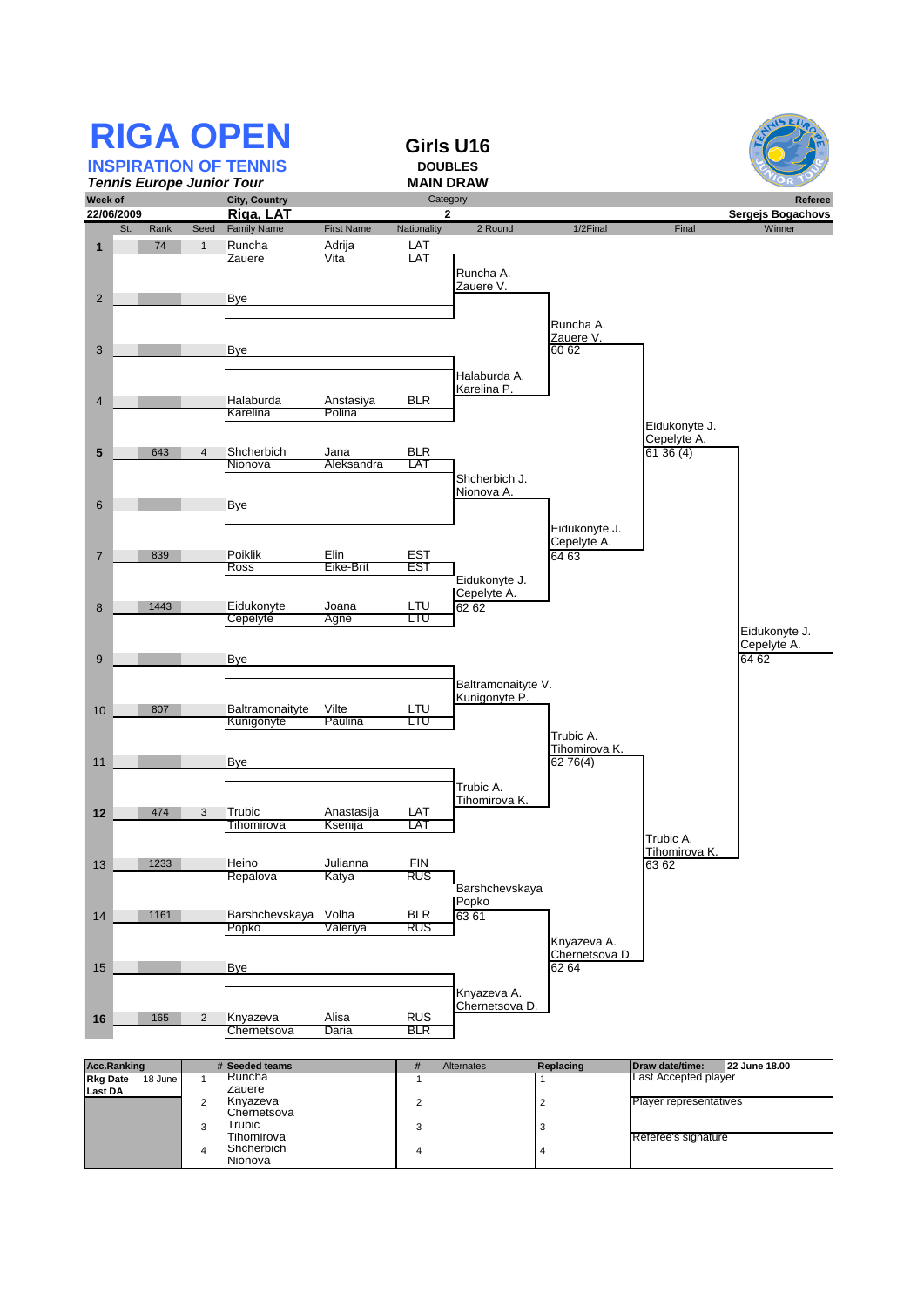# RIGA OPEN

## INSPIRATION OF TENNIS

***Tennis Europe Junior Tour***

## Girls U16

**DOUBLES**

**MAIN DRAW**

| Week of | City, Country | Category | Referee |
|---|---|---|---|
| 22/06/2009 | Riga, LAT | 2 | Sergejs Bogachovs |

| St. | Rank | Seed | Family Name | First Name | Nationality | 2 Round | 1/2Final | Final | Winner |
|---|---|---|---|---|---|---|---|---|---|
| 1 | 74 | 1 | Runcha / Zauere | Adrija / Vita | LAT / LAT | Runcha A. / Zauere V. | | | |
| 2 | | | Bye | | | | Runcha A. / Zauere V. 60 62 | | |
| 3 | | | Bye | | | Halaburda A. / Karelina P. | | | |
| 4 | | | Halaburda / Karelina | Anstasiya / Polina | BLR | | | Eidukonyte J. / Cepelyte A. 61 36 (4) | |
| 5 | 643 | 4 | Shcherbich / Nionova | Jana / Aleksandra | BLR / LAT | Shcherbich J. / Nionova A. | | | |
| 6 | | | Bye | | | | Eidukonyte J. / Cepelyte A. 64 63 | | |
| 7 | 839 | | Poiklik / Ross | Elin / Eike-Brit | EST / EST | Eidukonyte J. / Cepelyte A. 62 62 | | | |
| 8 | 1443 | | Eidukonyte / Cepelyte | Joana / Agne | LTU / LTU | | | | Eidukonyte J. / Cepelyte A. 64 62 |
| 9 | | | Bye | | | Baltramonaityte V. / Kunigonyte P. | | | |
| 10 | 807 | | Baltramonaityte / Kunigonyte | Vilte / Paulina | LTU / LTU | | Trubic A. / Tihomirova K. 62 76(4) | | |
| 11 | | | Bye | | | Trubic A. / Tihomirova K. | | | |
| 12 | 474 | 3 | Trubic / Tihomirova | Anastasija / Ksenija | LAT / LAT | | | Trubic A. / Tihomirova K. 63 62 | |
| 13 | 1233 | | Heino / Repalova | Julianna / Katya | FIN / RUS | Barshchevskaya / Popko 63 61 | | | |
| 14 | 1161 | | Barshchevskaya / Popko | Volha / Valeriya | BLR / RUS | | Knyazeva A. / Chernetsova D. 62 64 | | |
| 15 | | | Bye | | | Knyazeva A. / Chernetsova D. | | | |
| 16 | 165 | 2 | Knyazeva / Chernetsova | Alisa / Daria | RUS / BLR | | | | |

| Acc.Ranking | # | Seeded teams | # | Alternates | Replacing | Draw date/time: 22 June 18.00 |
|---|---|---|---|---|---|---|
| Rkg Date 18 June | 1 | Runcha / Zauere | 1 | | 1 | Last Accepted player |
| Last DA | 2 | Knyazeva / Chernetsova | 2 | | 2 | Player representatives |
| | 3 | Trubic / Tihomirova | 3 | | 3 | Referee's signature |
| | 4 | Shcherbich / Nionova | 4 | | 4 | |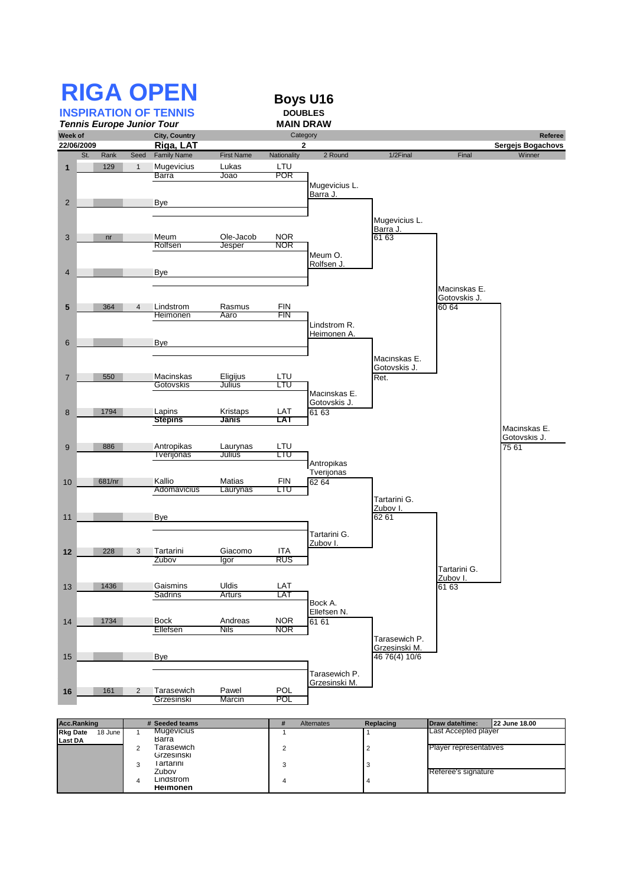# RIGA OPEN

## INSPIRATION OF TENNIS

*Tennis Europe Junior Tour*

## Boys U16

**DOUBLES**

**MAIN DRAW**

| Week of | City, Country | Category | Referee |
|---|---|---|---|
| 22/06/2009 | Riga, LAT | 2 | Sergejs Bogachovs |

| | St. | Rank | Seed | Family Name | First Name | Nationality |
|---|---|---|---|---|---|---|
| 1 | | 129 | 1 | Mugevicius / Barra | Lukas / Joao | LTU / POR |
| 2 | | | | Bye | | |
| 3 | | nr | | Meum / Rolfsen | Ole-Jacob / Jesper | NOR / NOR |
| 4 | | | | Bye | | |
| 5 | | 364 | 4 | Lindstrom / Heimonen | Rasmus / Aaro | FIN / FIN |
| 6 | | | | Bye | | |
| 7 | | 550 | | Macinskas / Gotovskis | Eligijus / Julius | LTU / LTU |
| 8 | | 1794 | | Lapins / **Stepins** | Kristaps / **Janis** | LAT / **LAT** |
| 9 | | 886 | | Antropikas / Tverijonas | Laurynas / Julius | LTU / LTU |
| 10 | | 681/nr | | Kallio / Adomavicius | Matias / Laurynas | FIN / LTU |
| 11 | | | | Bye | | |
| 12 | | 228 | 3 | Tartarini / Zubov | Giacomo / Igor | ITA / RUS |
| 13 | | 1436 | | Gaismins / Sadrins | Uldis / Arturs | LAT / LAT |
| 14 | | 1734 | | Bock / Ellefsen | Andreas / Nils | NOR / NOR |
| 15 | | | | Bye | | |
| 16 | | 161 | 2 | Tarasewich / Grzesinski | Pawel / Marcin | POL / POL |

**2 Round**

- Mugevicius L. / Barra J.
- Meum O. / Rolfsen J.
- Lindstrom R. / Heimonen A.
- Macinskas E. / Gotovskis J. 61 63
- Antropikas / Tverijonas 62 64
- Tartarini G. / Zubov I.
- Bock A. / Ellefsen N. 61 61
- Tarasewich P. / Grzesinski M.

**1/2Final**

- Mugevicius L. / Barra J. 61 63
- Macinskas E. / Gotovskis J. Ret.
- Tartarini G. / Zubov I. 62 61
- Tarasewich P. / Grzesinski M. 46 76(4) 10/6

**Final**

- Macinskas E. / Gotovskis J. 60 64
- Tartarini G. / Zubov I. 61 63

**Winner**

- Macinskas E. / Gotovskis J. 75 61

| Acc.Ranking | | # | Seeded teams | # | Alternates | Replacing | Draw date/time: | 22 June 18.00 |
|---|---|---|---|---|---|---|---|---|
| Rkg Date | 18 June | 1 | Mugevicius / Barra | 1 | | 1 | Last Accepted player | |
| Last DA | | 2 | Tarasewich / Grzesinski | 2 | | 2 | Player representatives | |
| | | 3 | Tartarini / Zubov | 3 | | 3 | Referee's signature | |
| | | 4 | Lindstrom / **Heimonen** | 4 | | 4 | | |